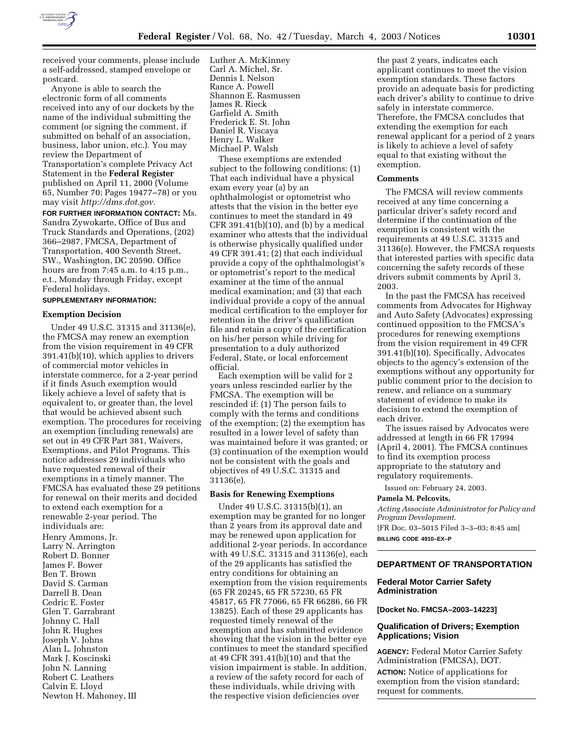received your comments, please include a self-addressed, stamped envelope or postcard.

Anyone is able to search the electronic form of all comments received into any of our dockets by the name of the individual submitting the comment (or signing the comment, if submitted on behalf of an association, business, labor union, etc.). You may review the Department of Transportation's complete Privacy Act Statement in the **Federal Register** published on April 11, 2000 (Volume 65, Number 70; Pages 19477–78) or you may visit *http://dms.dot.gov.*

**FOR FURTHER INFORMATION CONTACT:** Ms. Sandra Zywokarte, Office of Bus and Truck Standards and Operations, (202) 366–2987, FMCSA, Department of Transportation, 400 Seventh Street, SW., Washington, DC 20590. Office hours are from 7:45 a.m. to 4:15 p.m., e.t., Monday through Friday, except Federal holidays.

**SUPPLEMENTARY INFORMATION:**

## Exemption Decision

Under 49 U.S.C. 31315 and 31136(e), the FMCSA may renew an exemption from the vision requirement in 49 CFR 391.41(b)(10), which applies to drivers of commercial motor vehicles in interstate commerce, for a 2-year period if it finds Asuch exemption would likely achieve a level of safety that is equivalent to, or greater than, the level that would be achieved absent such exemption. The procedures for receiving an exemption (including renewals) are set out in 49 CFR Part 381, Waivers, Exemptions, and Pilot Programs. This notice addresses 29 individuals who have requested renewal of their exemptions in a timely manner. The FMCSA has evaluated these 29 petitions for renewal on their merits and decided to extend each exemption for a renewable 2-year period. The individuals are:

Henry Ammons, Jr.
Larry N. Arrington
Robert D. Bonner
James F. Bower
Ben T. Brown
David S. Carman
Darrell B. Dean
Cedric E. Foster
Glen T. Garrabrant
Johnny C. Hall
John R. Hughes
Joseph V. Johns
Alan L. Johnston
Mark J. Koscinski
John N. Lanning
Robert C. Leathers
Calvin E. Lloyd
Newton H. Mahoney, III
Luther A. McKinney
Carl A. Michel, Sr.
Dennis I. Nelson
Rance A. Powell
Shannon E. Rasmussen
James R. Rieck
Garfield A. Smith
Frederick E. St. John
Daniel R. Viscaya
Henry L. Walker
Michael P. Walsh

These exemptions are extended subject to the following conditions: (1) That each individual have a physical exam every year (a) by an ophthalmologist or optometrist who attests that the vision in the better eye continues to meet the standard in 49 CFR 391.41(b)(10), and (b) by a medical examiner who attests that the individual is otherwise physically qualified under 49 CFR 391.41; (2) that each individual provide a copy of the ophthalmologist's or optometrist's report to the medical examiner at the time of the annual medical examination; and (3) that each individual provide a copy of the annual medical certification to the employer for retention in the driver's qualification file and retain a copy of the certification on his/her person while driving for presentation to a duly authorized Federal, State, or local enforcement official.

Each exemption will be valid for 2 years unless rescinded earlier by the FMCSA. The exemption will be rescinded if: (1) The person fails to comply with the terms and conditions of the exemption; (2) the exemption has resulted in a lower level of safety than was maintained before it was granted; or (3) continuation of the exemption would not be consistent with the goals and objectives of 49 U.S.C. 31315 and 31136(e).

## Basis for Renewing Exemptions

Under 49 U.S.C. 31315(b)(1), an exemption may be granted for no longer than 2 years from its approval date and may be renewed upon application for additional 2-year periods. In accordance with 49 U.S.C. 31315 and 31136(e), each of the 29 applicants has satisfied the entry conditions for obtaining an exemption from the vision requirements (65 FR 20245, 65 FR 57230, 65 FR 45817, 65 FR 77066, 65 FR 66286, 66 FR 13825). Each of these 29 applicants has requested timely renewal of the exemption and has submitted evidence showing that the vision in the better eye continues to meet the standard specified at 49 CFR 391.41(b)(10) and that the vision impairment is stable. In addition, a review of the safety record for each of these individuals, while driving with the respective vision deficiencies over the past 2 years, indicates each applicant continues to meet the vision exemption standards. These factors provide an adequate basis for predicting each driver's ability to continue to drive safely in interstate commerce. Therefore, the FMCSA concludes that extending the exemption for each renewal applicant for a period of 2 years is likely to achieve a level of safety equal to that existing without the exemption.

## Comments

The FMCSA will review comments received at any time concerning a particular driver's safety record and determine if the continuation of the exemption is consistent with the requirements at 49 U.S.C. 31315 and 31136(e). However, the FMCSA requests that interested parties with specific data concerning the safety records of these drivers submit comments by April 3, 2003.

In the past the FMCSA has received comments from Advocates for Highway and Auto Safety (Advocates) expressing continued opposition to the FMCSA's procedures for renewing exemptions from the vision requirement in 49 CFR 391.41(b)(10). Specifically, Advocates objects to the agency's extension of the exemptions without any opportunity for public comment prior to the decision to renew, and reliance on a summary statement of evidence to make its decision to extend the exemption of each driver.

The issues raised by Advocates were addressed at length in 66 FR 17994 (April 4, 2001). The FMCSA continues to find its exemption process appropriate to the statutory and regulatory requirements.

Issued on: February 24, 2003.

**Pamela M. Pelcovits,**

*Acting Associate Administrator for Policy and Program Development.*

[FR Doc. 03–5015 Filed 3–3–03; 8:45 am]

**BILLING CODE 4910–EX–P**

---

# DEPARTMENT OF TRANSPORTATION

## Federal Motor Carrier Safety Administration

**[Docket No. FMCSA–2003–14223]**

## Qualification of Drivers; Exemption Applications; Vision

**AGENCY:** Federal Motor Carrier Safety Administration (FMCSA), DOT.

**ACTION:** Notice of applications for exemption from the vision standard; request for comments.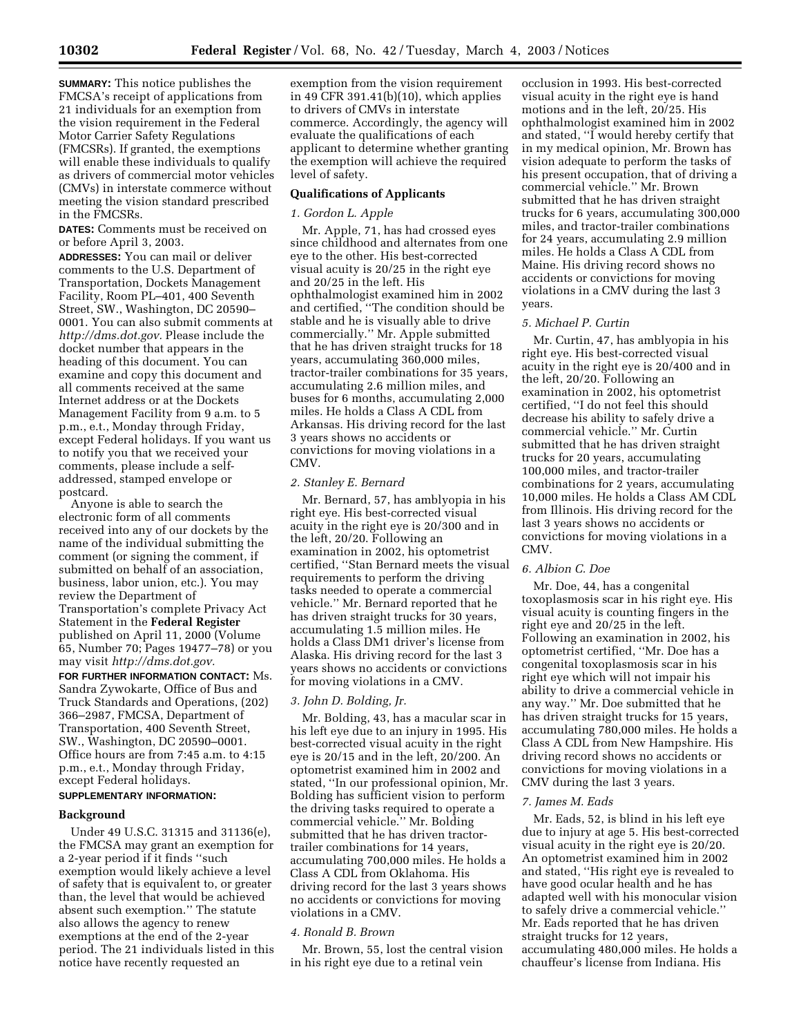**SUMMARY:** This notice publishes the FMCSA's receipt of applications from 21 individuals for an exemption from the vision requirement in the Federal Motor Carrier Safety Regulations (FMCSRs). If granted, the exemptions will enable these individuals to qualify as drivers of commercial motor vehicles (CMVs) in interstate commerce without meeting the vision standard prescribed in the FMCSRs.

**DATES:** Comments must be received on or before April 3, 2003.

**ADDRESSES:** You can mail or deliver comments to the U.S. Department of Transportation, Dockets Management Facility, Room PL–401, 400 Seventh Street, SW., Washington, DC 20590–0001. You can also submit comments at *http://dms.dot.gov*. Please include the docket number that appears in the heading of this document. You can examine and copy this document and all comments received at the same Internet address or at the Dockets Management Facility from 9 a.m. to 5 p.m., e.t., Monday through Friday, except Federal holidays. If you want us to notify you that we received your comments, please include a self-addressed, stamped envelope or postcard.

Anyone is able to search the electronic form of all comments received into any of our dockets by the name of the individual submitting the comment (or signing the comment, if submitted on behalf of an association, business, labor union, etc.). You may review the Department of Transportation's complete Privacy Act Statement in the **Federal Register** published on April 11, 2000 (Volume 65, Number 70; Pages 19477–78) or you may visit *http://dms.dot.gov*.

**FOR FURTHER INFORMATION CONTACT:** Ms. Sandra Zywokarte, Office of Bus and Truck Standards and Operations, (202) 366–2987, FMCSA, Department of Transportation, 400 Seventh Street, SW., Washington, DC 20590–0001. Office hours are from 7:45 a.m. to 4:15 p.m., e.t., Monday through Friday, except Federal holidays.

**SUPPLEMENTARY INFORMATION:**

## Background

Under 49 U.S.C. 31315 and 31136(e), the FMCSA may grant an exemption for a 2-year period if it finds ''such exemption would likely achieve a level of safety that is equivalent to, or greater than, the level that would be achieved absent such exemption.'' The statute also allows the agency to renew exemptions at the end of the 2-year period. The 21 individuals listed in this notice have recently requested an exemption from the vision requirement in 49 CFR 391.41(b)(10), which applies to drivers of CMVs in interstate commerce. Accordingly, the agency will evaluate the qualifications of each applicant to determine whether granting the exemption will achieve the required level of safety.

## Qualifications of Applicants

### *1. Gordon L. Apple*

Mr. Apple, 71, has had crossed eyes since childhood and alternates from one eye to the other. His best-corrected visual acuity is 20/25 in the right eye and 20/25 in the left. His ophthalmologist examined him in 2002 and certified, ''The condition should be stable and he is visually able to drive commercially.'' Mr. Apple submitted that he has driven straight trucks for 18 years, accumulating 360,000 miles, tractor-trailer combinations for 35 years, accumulating 2.6 million miles, and buses for 6 months, accumulating 2,000 miles. He holds a Class A CDL from Arkansas. His driving record for the last 3 years shows no accidents or convictions for moving violations in a CMV.

### *2. Stanley E. Bernard*

Mr. Bernard, 57, has amblyopia in his right eye. His best-corrected visual acuity in the right eye is 20/300 and in the left, 20/20. Following an examination in 2002, his optometrist certified, ''Stan Bernard meets the visual requirements to perform the driving tasks needed to operate a commercial vehicle.'' Mr. Bernard reported that he has driven straight trucks for 30 years, accumulating 1.5 million miles. He holds a Class DM1 driver's license from Alaska. His driving record for the last 3 years shows no accidents or convictions for moving violations in a CMV.

### *3. John D. Bolding, Jr.*

Mr. Bolding, 43, has a macular scar in his left eye due to an injury in 1995. His best-corrected visual acuity in the right eye is 20/15 and in the left, 20/200. An optometrist examined him in 2002 and stated, ''In our professional opinion, Mr. Bolding has sufficient vision to perform the driving tasks required to operate a commercial vehicle.'' Mr. Bolding submitted that he has driven tractor-trailer combinations for 14 years, accumulating 700,000 miles. He holds a Class A CDL from Oklahoma. His driving record for the last 3 years shows no accidents or convictions for moving violations in a CMV.

### *4. Ronald B. Brown*

Mr. Brown, 55, lost the central vision in his right eye due to a retinal vein occlusion in 1993. His best-corrected visual acuity in the right eye is hand motions and in the left, 20/25. His ophthalmologist examined him in 2002 and stated, ''I would hereby certify that in my medical opinion, Mr. Brown has vision adequate to perform the tasks of his present occupation, that of driving a commercial vehicle.'' Mr. Brown submitted that he has driven straight trucks for 6 years, accumulating 300,000 miles, and tractor-trailer combinations for 24 years, accumulating 2.9 million miles. He holds a Class A CDL from Maine. His driving record shows no accidents or convictions for moving violations in a CMV during the last 3 years.

### *5. Michael P. Curtin*

Mr. Curtin, 47, has amblyopia in his right eye. His best-corrected visual acuity in the right eye is 20/400 and in the left, 20/20. Following an examination in 2002, his optometrist certified, ''I do not feel this should decrease his ability to safely drive a commercial vehicle.'' Mr. Curtin submitted that he has driven straight trucks for 20 years, accumulating 100,000 miles, and tractor-trailer combinations for 2 years, accumulating 10,000 miles. He holds a Class AM CDL from Illinois. His driving record for the last 3 years shows no accidents or convictions for moving violations in a CMV.

### *6. Albion C. Doe*

Mr. Doe, 44, has a congenital toxoplasmosis scar in his right eye. His visual acuity is counting fingers in the right eye and 20/25 in the left. Following an examination in 2002, his optometrist certified, ''Mr. Doe has a congenital toxoplasmosis scar in his right eye which will not impair his ability to drive a commercial vehicle in any way.'' Mr. Doe submitted that he has driven straight trucks for 15 years, accumulating 780,000 miles. He holds a Class A CDL from New Hampshire. His driving record shows no accidents or convictions for moving violations in a CMV during the last 3 years.

### *7. James M. Eads*

Mr. Eads, 52, is blind in his left eye due to injury at age 5. His best-corrected visual acuity in the right eye is 20/20. An optometrist examined him in 2002 and stated, ''His right eye is revealed to have good ocular health and he has adapted well with his monocular vision to safely drive a commercial vehicle.'' Mr. Eads reported that he has driven straight trucks for 12 years, accumulating 480,000 miles. He holds a chauffeur's license from Indiana. His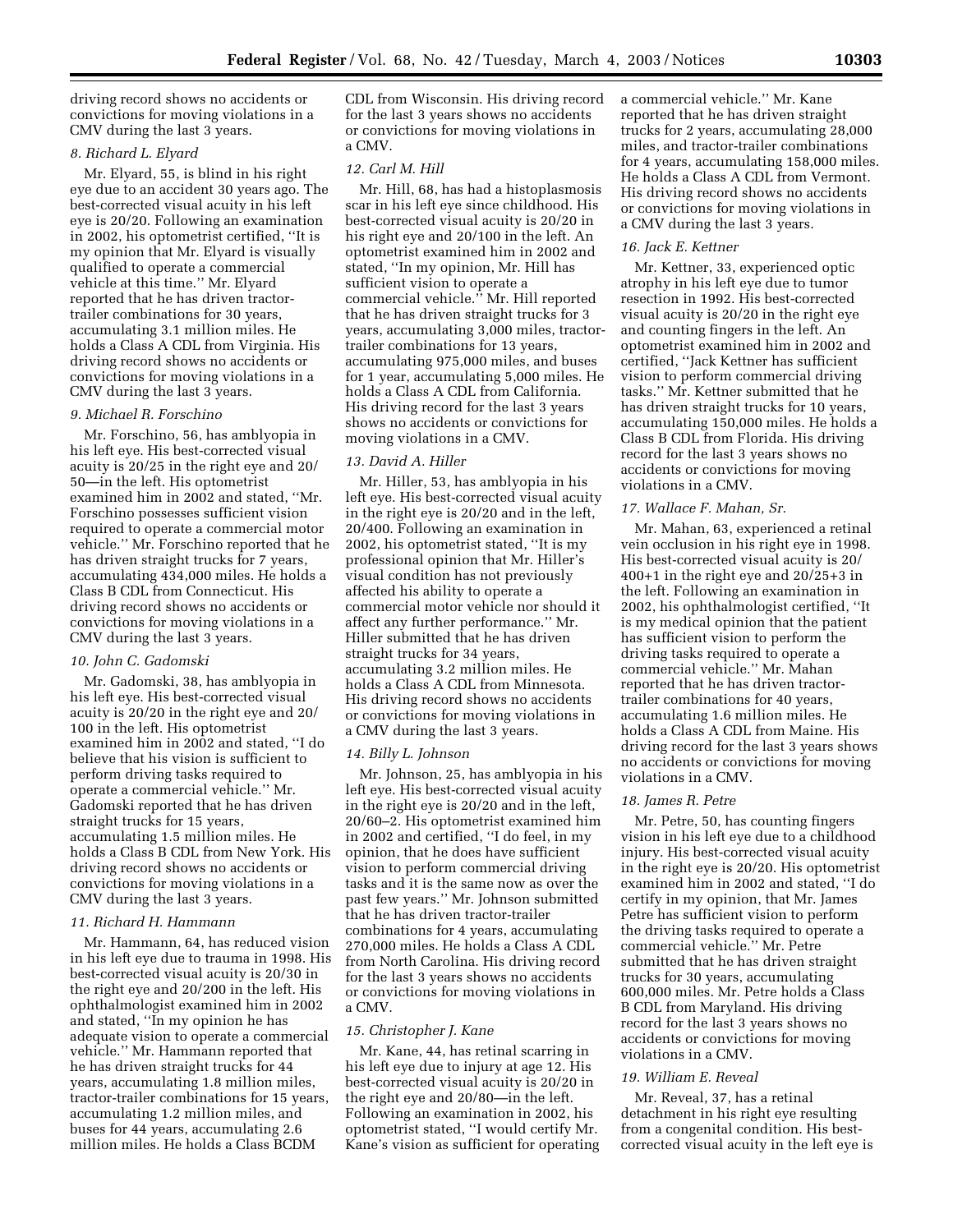driving record shows no accidents or convictions for moving violations in a CMV during the last 3 years.

### 8. Richard L. Elyard

Mr. Elyard, 55, is blind in his right eye due to an accident 30 years ago. The best-corrected visual acuity in his left eye is 20/20. Following an examination in 2002, his optometrist certified, ''It is my opinion that Mr. Elyard is visually qualified to operate a commercial vehicle at this time.'' Mr. Elyard reported that he has driven tractor-trailer combinations for 30 years, accumulating 3.1 million miles. He holds a Class A CDL from Virginia. His driving record shows no accidents or convictions for moving violations in a CMV during the last 3 years.

### 9. Michael R. Forschino

Mr. Forschino, 56, has amblyopia in his left eye. His best-corrected visual acuity is 20/25 in the right eye and 20/50—in the left. His optometrist examined him in 2002 and stated, ''Mr. Forschino possesses sufficient vision required to operate a commercial motor vehicle.'' Mr. Forschino reported that he has driven straight trucks for 7 years, accumulating 434,000 miles. He holds a Class B CDL from Connecticut. His driving record shows no accidents or convictions for moving violations in a CMV during the last 3 years.

### 10. John C. Gadomski

Mr. Gadomski, 38, has amblyopia in his left eye. His best-corrected visual acuity is 20/20 in the right eye and 20/100 in the left. His optometrist examined him in 2002 and stated, ''I do believe that his vision is sufficient to perform driving tasks required to operate a commercial vehicle.'' Mr. Gadomski reported that he has driven straight trucks for 15 years, accumulating 1.5 million miles. He holds a Class B CDL from New York. His driving record shows no accidents or convictions for moving violations in a CMV during the last 3 years.

### 11. Richard H. Hammann

Mr. Hammann, 64, has reduced vision in his left eye due to trauma in 1998. His best-corrected visual acuity is 20/30 in the right eye and 20/200 in the left. His ophthalmologist examined him in 2002 and stated, ''In my opinion he has adequate vision to operate a commercial vehicle.'' Mr. Hammann reported that he has driven straight trucks for 44 years, accumulating 1.8 million miles, tractor-trailer combinations for 15 years, accumulating 1.2 million miles, and buses for 44 years, accumulating 2.6 million miles. He holds a Class BCDM CDL from Wisconsin. His driving record for the last 3 years shows no accidents or convictions for moving violations in a CMV.

### 12. Carl M. Hill

Mr. Hill, 68, has had a histoplasmosis scar in his left eye since childhood. His best-corrected visual acuity is 20/20 in his right eye and 20/100 in the left. An optometrist examined him in 2002 and stated, ''In my opinion, Mr. Hill has sufficient vision to operate a commercial vehicle.'' Mr. Hill reported that he has driven straight trucks for 3 years, accumulating 3,000 miles, tractor-trailer combinations for 13 years, accumulating 975,000 miles, and buses for 1 year, accumulating 5,000 miles. He holds a Class A CDL from California. His driving record for the last 3 years shows no accidents or convictions for moving violations in a CMV.

### 13. David A. Hiller

Mr. Hiller, 53, has amblyopia in his left eye. His best-corrected visual acuity in the right eye is 20/20 and in the left, 20/400. Following an examination in 2002, his optometrist stated, ''It is my professional opinion that Mr. Hiller's visual condition has not previously affected his ability to operate a commercial motor vehicle nor should it affect any further performance.'' Mr. Hiller submitted that he has driven straight trucks for 34 years, accumulating 3.2 million miles. He holds a Class A CDL from Minnesota. His driving record shows no accidents or convictions for moving violations in a CMV during the last 3 years.

### 14. Billy L. Johnson

Mr. Johnson, 25, has amblyopia in his left eye. His best-corrected visual acuity in the right eye is 20/20 and in the left, 20/60–2. His optometrist examined him in 2002 and certified, ''I do feel, in my opinion, that he does have sufficient vision to perform commercial driving tasks and it is the same now as over the past few years.'' Mr. Johnson submitted that he has driven tractor-trailer combinations for 4 years, accumulating 270,000 miles. He holds a Class A CDL from North Carolina. His driving record for the last 3 years shows no accidents or convictions for moving violations in a CMV.

### 15. Christopher J. Kane

Mr. Kane, 44, has retinal scarring in his left eye due to injury at age 12. His best-corrected visual acuity is 20/20 in the right eye and 20/80—in the left. Following an examination in 2002, his optometrist stated, ''I would certify Mr. Kane's vision as sufficient for operating a commercial vehicle.'' Mr. Kane reported that he has driven straight trucks for 2 years, accumulating 28,000 miles, and tractor-trailer combinations for 4 years, accumulating 158,000 miles. He holds a Class A CDL from Vermont. His driving record shows no accidents or convictions for moving violations in a CMV during the last 3 years.

### 16. Jack E. Kettner

Mr. Kettner, 33, experienced optic atrophy in his left eye due to tumor resection in 1992. His best-corrected visual acuity is 20/20 in the right eye and counting fingers in the left. An optometrist examined him in 2002 and certified, ''Jack Kettner has sufficient vision to perform commercial driving tasks.'' Mr. Kettner submitted that he has driven straight trucks for 10 years, accumulating 150,000 miles. He holds a Class B CDL from Florida. His driving record for the last 3 years shows no accidents or convictions for moving violations in a CMV.

### 17. Wallace F. Mahan, Sr.

Mr. Mahan, 63, experienced a retinal vein occlusion in his right eye in 1998. His best-corrected visual acuity is 20/400+1 in the right eye and 20/25+3 in the left. Following an examination in 2002, his ophthalmologist certified, ''It is my medical opinion that the patient has sufficient vision to perform the driving tasks required to operate a commercial vehicle.'' Mr. Mahan reported that he has driven tractor-trailer combinations for 40 years, accumulating 1.6 million miles. He holds a Class A CDL from Maine. His driving record for the last 3 years shows no accidents or convictions for moving violations in a CMV.

### 18. James R. Petre

Mr. Petre, 50, has counting fingers vision in his left eye due to a childhood injury. His best-corrected visual acuity in the right eye is 20/20. His optometrist examined him in 2002 and stated, ''I do certify in my opinion, that Mr. James Petre has sufficient vision to perform the driving tasks required to operate a commercial vehicle.'' Mr. Petre submitted that he has driven straight trucks for 30 years, accumulating 600,000 miles. Mr. Petre holds a Class B CDL from Maryland. His driving record for the last 3 years shows no accidents or convictions for moving violations in a CMV.

### 19. William E. Reveal

Mr. Reveal, 37, has a retinal detachment in his right eye resulting from a congenital condition. His best-corrected visual acuity in the left eye is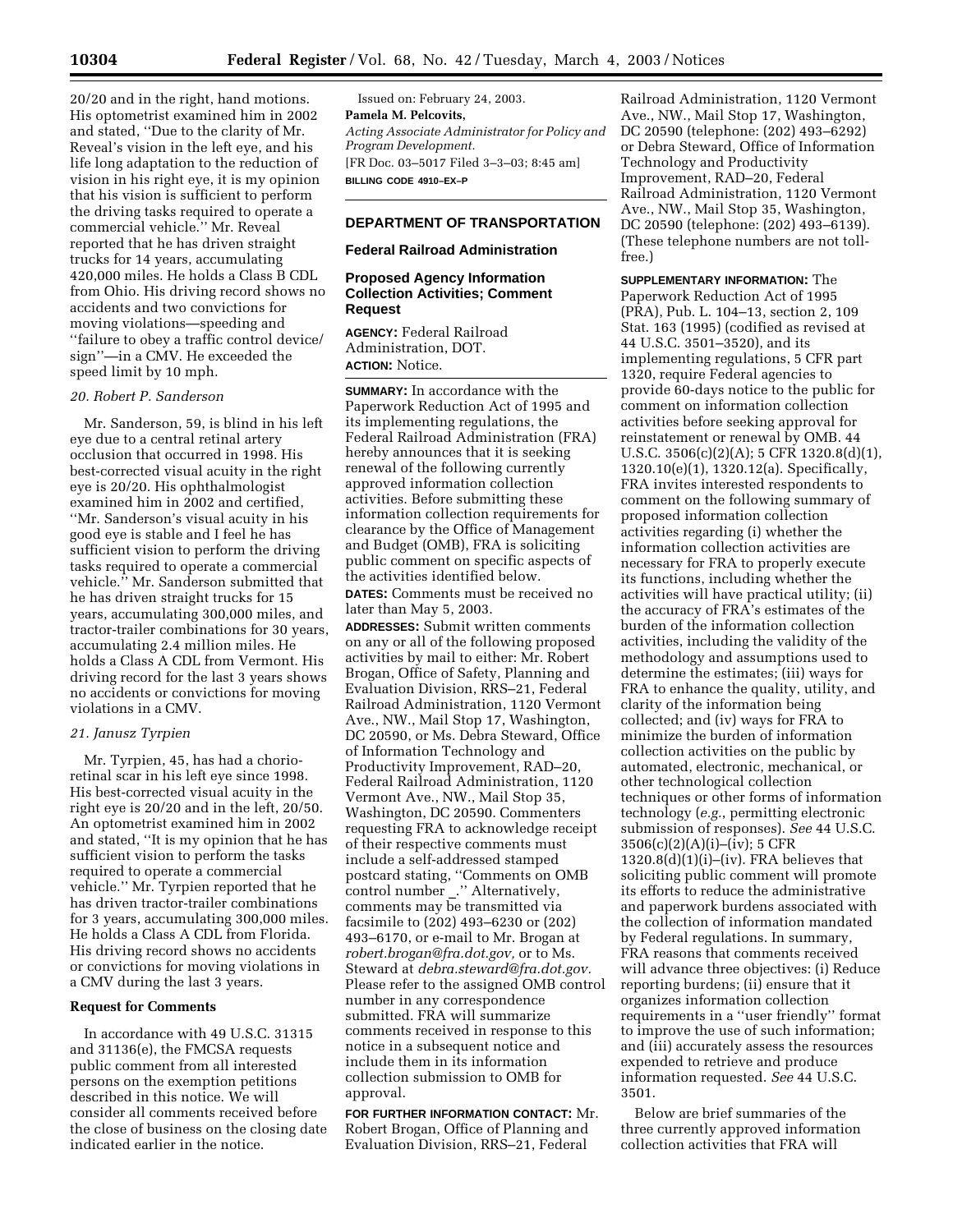20/20 and in the right, hand motions. His optometrist examined him in 2002 and stated, ''Due to the clarity of Mr. Reveal's vision in the left eye, and his life long adaptation to the reduction of vision in his right eye, it is my opinion that his vision is sufficient to perform the driving tasks required to operate a commercial vehicle.'' Mr. Reveal reported that he has driven straight trucks for 14 years, accumulating 420,000 miles. He holds a Class B CDL from Ohio. His driving record shows no accidents and two convictions for moving violations—speeding and ''failure to obey a traffic control device/sign''—in a CMV. He exceeded the speed limit by 10 mph.

*20. Robert P. Sanderson*

Mr. Sanderson, 59, is blind in his left eye due to a central retinal artery occlusion that occurred in 1998. His best-corrected visual acuity in the right eye is 20/20. His ophthalmologist examined him in 2002 and certified, ''Mr. Sanderson's visual acuity in his good eye is stable and I feel he has sufficient vision to perform the driving tasks required to operate a commercial vehicle.'' Mr. Sanderson submitted that he has driven straight trucks for 15 years, accumulating 300,000 miles, and tractor-trailer combinations for 30 years, accumulating 2.4 million miles. He holds a Class A CDL from Vermont. His driving record for the last 3 years shows no accidents or convictions for moving violations in a CMV.

*21. Janusz Tyrpien*

Mr. Tyrpien, 45, has had a chorio-retinal scar in his left eye since 1998. His best-corrected visual acuity in the right eye is 20/20 and in the left, 20/50. An optometrist examined him in 2002 and stated, ''It is my opinion that he has sufficient vision to perform the tasks required to operate a commercial vehicle.'' Mr. Tyrpien reported that he has driven tractor-trailer combinations for 3 years, accumulating 300,000 miles. He holds a Class A CDL from Florida. His driving record shows no accidents or convictions for moving violations in a CMV during the last 3 years.

**Request for Comments**

In accordance with 49 U.S.C. 31315 and 31136(e), the FMCSA requests public comment from all interested persons on the exemption petitions described in this notice. We will consider all comments received before the close of business on the closing date indicated earlier in the notice.

Issued on: February 24, 2003.

**Pamela M. Pelcovits,**

*Acting Associate Administrator for Policy and Program Development.*

[FR Doc. 03–5017 Filed 3–3–03; 8:45 am]

**BILLING CODE 4910–EX–P**

---

## DEPARTMENT OF TRANSPORTATION

### Federal Railroad Administration

### Proposed Agency Information Collection Activities; Comment Request

**AGENCY:** Federal Railroad Administration, DOT.

**ACTION:** Notice.

**SUMMARY:** In accordance with the Paperwork Reduction Act of 1995 and its implementing regulations, the Federal Railroad Administration (FRA) hereby announces that it is seeking renewal of the following currently approved information collection activities. Before submitting these information collection requirements for clearance by the Office of Management and Budget (OMB), FRA is soliciting public comment on specific aspects of the activities identified below.

**DATES:** Comments must be received no later than May 5, 2003.

**ADDRESSES:** Submit written comments on any or all of the following proposed activities by mail to either: Mr. Robert Brogan, Office of Safety, Planning and Evaluation Division, RRS–21, Federal Railroad Administration, 1120 Vermont Ave., NW., Mail Stop 17, Washington, DC 20590, or Ms. Debra Steward, Office of Information Technology and Productivity Improvement, RAD–20, Federal Railroad Administration, 1120 Vermont Ave., NW., Mail Stop 35, Washington, DC 20590. Commenters requesting FRA to acknowledge receipt of their respective comments must include a self-addressed stamped postcard stating, ''Comments on OMB control number _.'' Alternatively, comments may be transmitted via facsimile to (202) 493–6230 or (202) 493–6170, or e-mail to Mr. Brogan at *robert.brogan@fra.dot.gov,* or to Ms. Steward at *debra.steward@fra.dot.gov.* Please refer to the assigned OMB control number in any correspondence submitted. FRA will summarize comments received in response to this notice in a subsequent notice and include them in its information collection submission to OMB for approval.

**FOR FURTHER INFORMATION CONTACT:** Mr. Robert Brogan, Office of Planning and Evaluation Division, RRS–21, Federal Railroad Administration, 1120 Vermont Ave., NW., Mail Stop 17, Washington, DC 20590 (telephone: (202) 493–6292) or Debra Steward, Office of Information Technology and Productivity Improvement, RAD–20, Federal Railroad Administration, 1120 Vermont Ave., NW., Mail Stop 35, Washington, DC 20590 (telephone: (202) 493–6139). (These telephone numbers are not toll-free.)

**SUPPLEMENTARY INFORMATION:** The Paperwork Reduction Act of 1995 (PRA), Pub. L. 104–13, section 2, 109 Stat. 163 (1995) (codified as revised at 44 U.S.C. 3501–3520), and its implementing regulations, 5 CFR part 1320, require Federal agencies to provide 60-days notice to the public for comment on information collection activities before seeking approval for reinstatement or renewal by OMB. 44 U.S.C. 3506(c)(2)(A); 5 CFR 1320.8(d)(1), 1320.10(e)(1), 1320.12(a). Specifically, FRA invites interested respondents to comment on the following summary of proposed information collection activities regarding (i) whether the information collection activities are necessary for FRA to properly execute its functions, including whether the activities will have practical utility; (ii) the accuracy of FRA's estimates of the burden of the information collection activities, including the validity of the methodology and assumptions used to determine the estimates; (iii) ways for FRA to enhance the quality, utility, and clarity of the information being collected; and (iv) ways for FRA to minimize the burden of information collection activities on the public by automated, electronic, mechanical, or other technological collection techniques or other forms of information technology (*e.g.*, permitting electronic submission of responses). *See* 44 U.S.C. 3506(c)(2)(A)(i)–(iv); 5 CFR 1320.8(d)(1)(i)–(iv). FRA believes that soliciting public comment will promote its efforts to reduce the administrative and paperwork burdens associated with the collection of information mandated by Federal regulations. In summary, FRA reasons that comments received will advance three objectives: (i) Reduce reporting burdens; (ii) ensure that it organizes information collection requirements in a ''user friendly'' format to improve the use of such information; and (iii) accurately assess the resources expended to retrieve and produce information requested. *See* 44 U.S.C. 3501.

Below are brief summaries of the three currently approved information collection activities that FRA will